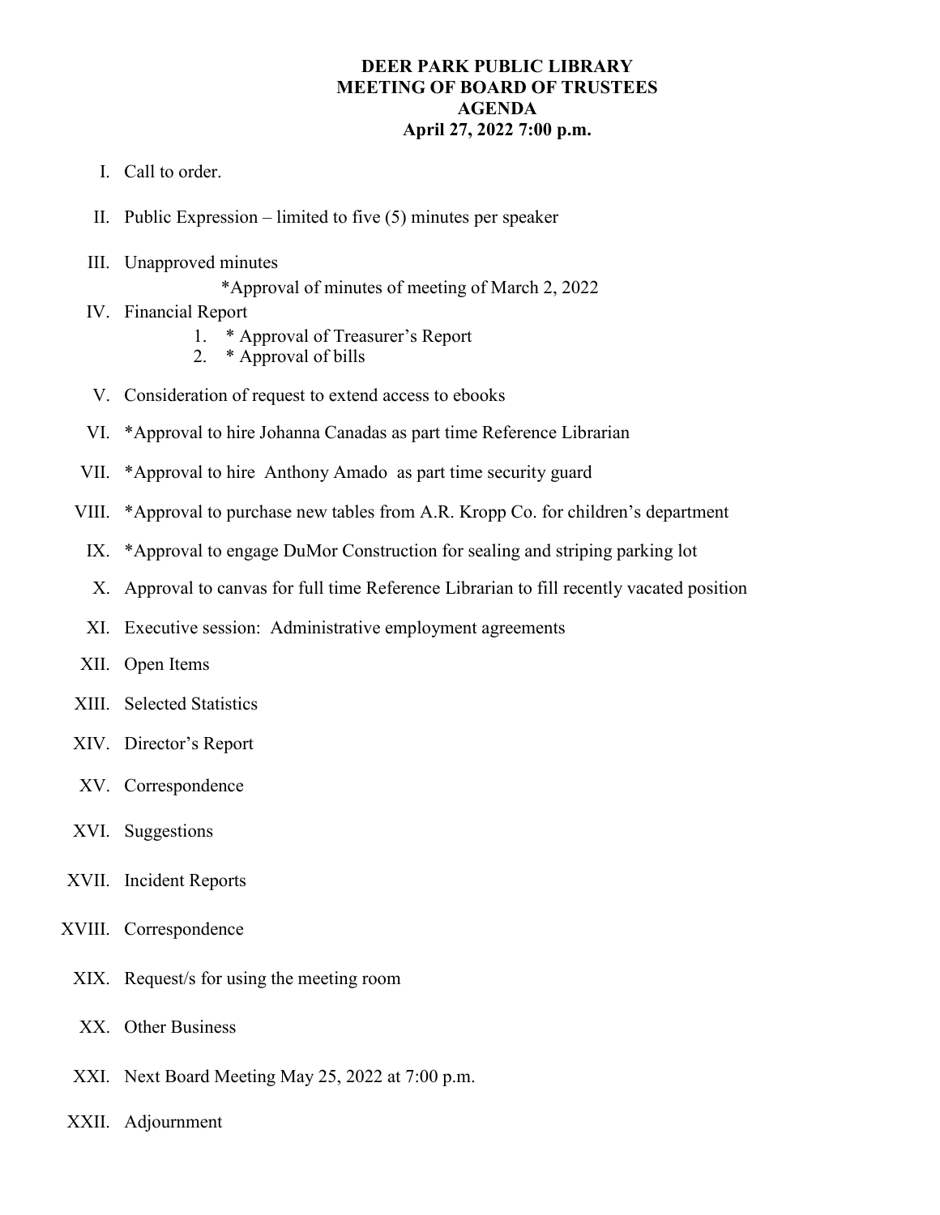# DEER PARK PUBLIC LIBRARY
## MEETING OF BOARD OF TRUSTEES
## AGENDA
### April 27, 2022 7:00 p.m.

I. Call to order.

II. Public Expression – limited to five (5) minutes per speaker

III. Unapproved minutes

   *Approval of minutes of meeting of March 2, 2022

IV. Financial Report

   1. * Approval of Treasurer's Report
   2. * Approval of bills

V. Consideration of request to extend access to ebooks

VI. *Approval to hire Johanna Canadas as part time Reference Librarian

VII. *Approval to hire Anthony Amado as part time security guard

VIII. *Approval to purchase new tables from A.R. Kropp Co. for children's department

IX. *Approval to engage DuMor Construction for sealing and striping parking lot

X. Approval to canvas for full time Reference Librarian to fill recently vacated position

XI. Executive session: Administrative employment agreements

XII. Open Items

XIII. Selected Statistics

XIV. Director's Report

XV. Correspondence

XVI. Suggestions

XVII. Incident Reports

XVIII. Correspondence

XIX. Request/s for using the meeting room

XX. Other Business

XXI. Next Board Meeting May 25, 2022 at 7:00 p.m.

XXII. Adjournment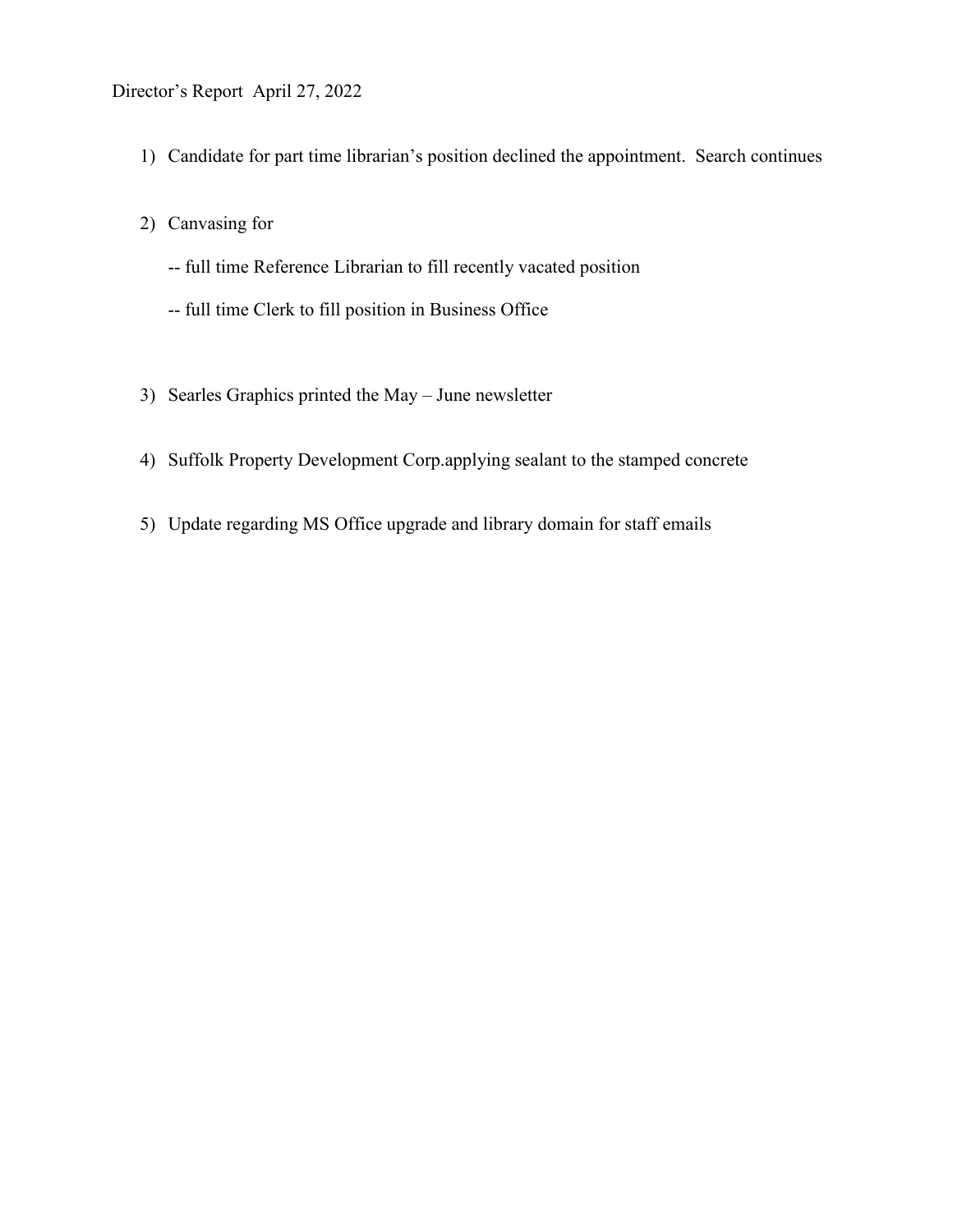Director's Report April 27, 2022

1) Candidate for part time librarian's position declined the appointment. Search continues

2) Canvasing for

   -- full time Reference Librarian to fill recently vacated position

   -- full time Clerk to fill position in Business Office

3) Searles Graphics printed the May – June newsletter

4) Suffolk Property Development Corp.applying sealant to the stamped concrete

5) Update regarding MS Office upgrade and library domain for staff emails